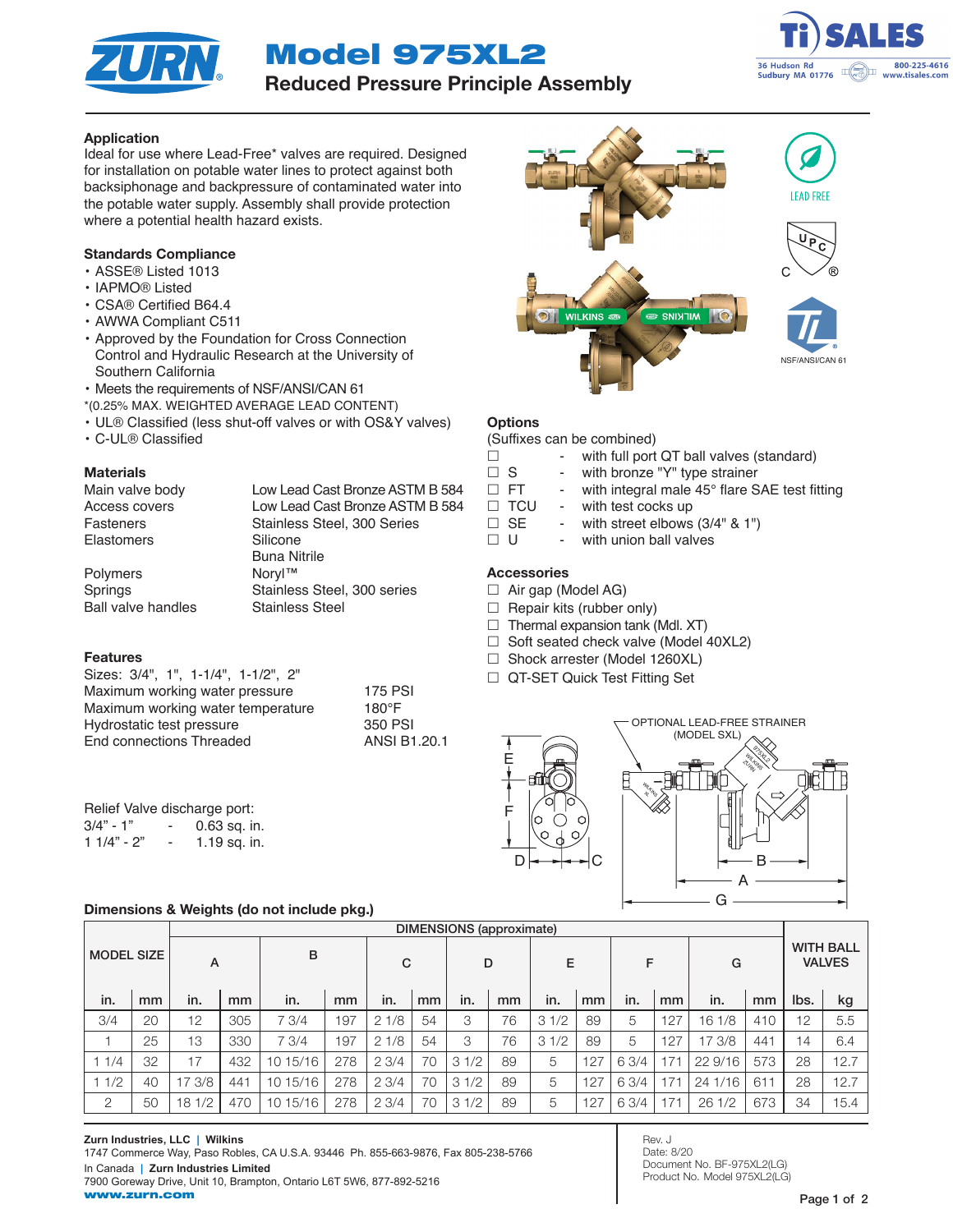# Model 975XL2

## Reduced Pressure Principle Assembly

### Application

Ideal for use where Lead-Free* valves are required. Designed for installation on potable water lines to protect against both backsiphonage and backpressure of contaminated water into the potable water supply. Assembly shall provide protection where a potential health hazard exists.

### Standards Compliance

- ASSE® Listed 1013
- IAPMO® Listed
- CSA® Certified B64.4
- AWWA Compliant C511
- Approved by the Foundation for Cross Connection Control and Hydraulic Research at the University of Southern California
- Meets the requirements of NSF/ANSI/CAN 61

*(0.25% MAX. WEIGHTED AVERAGE LEAD CONTENT)

- UL® Classified (less shut-off valves or with OS&Y valves)
- C-UL® Classified

### Materials

| | |
|---|---|
| Main valve body | Low Lead Cast Bronze ASTM B 584 |
| Access covers | Low Lead Cast Bronze ASTM B 584 |
| Fasteners | Stainless Steel, 300 Series |
| Elastomers | Silicone<br>Buna Nitrile |
| Polymers | Noryl™ |
| Springs | Stainless Steel, 300 series |
| Ball valve handles | Stainless Steel |

### Features

Sizes: 3/4", 1", 1-1/4", 1-1/2", 2"

| | |
|---|---|
| Maximum working water pressure | 175 PSI |
| Maximum working water temperature | 180°F |
| Hydrostatic test pressure | 350 PSI |
| End connections Threaded | ANSI B1.20.1 |

Relief Valve discharge port:

3/4" - 1" - 0.63 sq. in.
1 1/4" - 2" - 1.19 sq. in.

LEAD FREE

NSF/ANSI/CAN 61

### Options

(Suffixes can be combined)

- ☐ - with full port QT ball valves (standard)
- ☐ S - with bronze "Y" type strainer
- ☐ FT - with integral male 45° flare SAE test fitting
- ☐ TCU - with test cocks up
- ☐ SE - with street elbows (3/4" & 1")
- ☐ U - with union ball valves

### Accessories

- ☐ Air gap (Model AG)
- ☐ Repair kits (rubber only)
- ☐ Thermal expansion tank (Mdl. XT)
- ☐ Soft seated check valve (Model 40XL2)
- ☐ Shock arrester (Model 1260XL)
- ☐ QT-SET Quick Test Fitting Set

OPTIONAL LEAD-FREE STRAINER (MODEL SXL)

E
F
D
C
B
A
G

### Dimensions & Weights (do not include pkg.)

| MODEL SIZE | | DIMENSIONS (approximate) | | | | | | | | | | | | | | WITH BALL VALVES | |
|---|---|---|---|---|---|---|---|---|---|---|---|---|---|---|---|---|---|
| | | A | | B | | C | | D | | E | | F | | G | | | |
| in. | mm | in. | mm | in. | mm | in. | mm | in. | mm | in. | mm | in. | mm | in. | mm | lbs. | kg |
| 3/4 | 20 | 12 | 305 | 7 3/4 | 197 | 2 1/8 | 54 | 3 | 76 | 3 1/2 | 89 | 5 | 127 | 16 1/8 | 410 | 12 | 5.5 |
| 1 | 25 | 13 | 330 | 7 3/4 | 197 | 2 1/8 | 54 | 3 | 76 | 3 1/2 | 89 | 5 | 127 | 17 3/8 | 441 | 14 | 6.4 |
| 1 1/4 | 32 | 17 | 432 | 10 15/16 | 278 | 2 3/4 | 70 | 3 1/2 | 89 | 5 | 127 | 6 3/4 | 171 | 22 9/16 | 573 | 28 | 12.7 |
| 1 1/2 | 40 | 17 3/8 | 441 | 10 15/16 | 278 | 2 3/4 | 70 | 3 1/2 | 89 | 5 | 127 | 6 3/4 | 171 | 24 1/16 | 611 | 28 | 12.7 |
| 2 | 50 | 18 1/2 | 470 | 10 15/16 | 278 | 2 3/4 | 70 | 3 1/2 | 89 | 5 | 127 | 6 3/4 | 171 | 26 1/2 | 673 | 34 | 15.4 |

**Zurn Industries, LLC | Wilkins**
1747 Commerce Way, Paso Robles, CA U.S.A. 93446 Ph. 855-663-9876, Fax 805-238-5766
In Canada | **Zurn Industries Limited**
7900 Goreway Drive, Unit 10, Brampton, Ontario L6T 5W6, 877-892-5216
**www.zurn.com**

Rev. J
Date: 8/20
Document No. BF-975XL2(LG)
Product No. Model 975XL2(LG)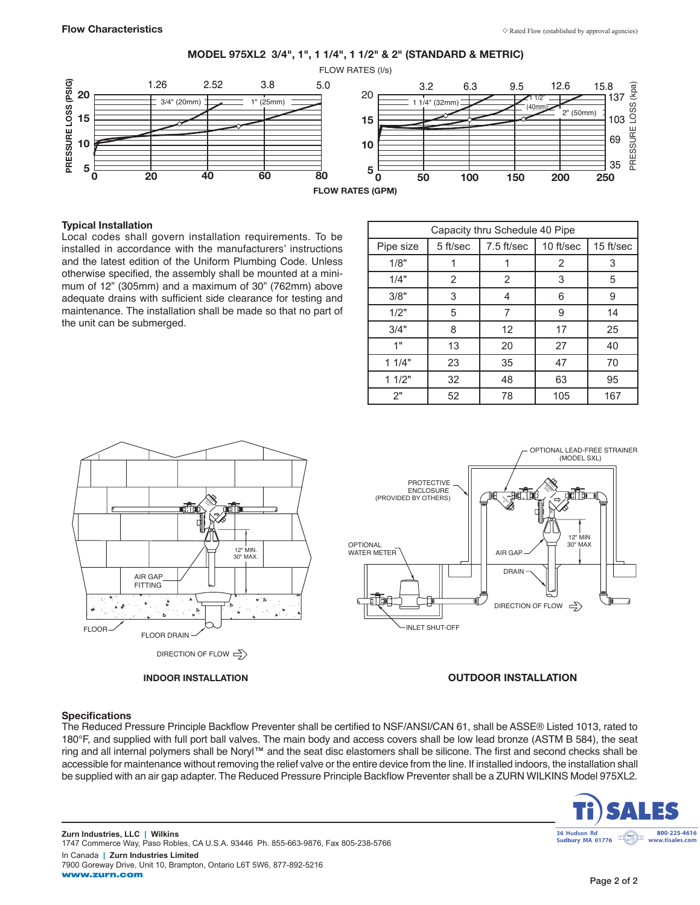## Flow Characteristics

◇ Rated Flow (established by approval agencies)

**MODEL 975XL2 3/4", 1", 1 1/4", 1 1/2" & 2" (STANDARD & METRIC)**

FLOW RATES (l/s)

1.26 2.52 3.8 5.0

3.2 6.3 9.5 12.6 15.8

PRESSURE LOSS (PSIG)

20 15 10 5

3/4" (20mm) 1" (25mm)

0 20 40 60 80

20 15 10 5

1 1/4" (32mm) 1 1/2" (40mm) 2" (50mm)

0 50 100 150 200 250

137 103 69 35

PRESSURE LOSS (kpa)

FLOW RATES (GPM)

### Typical Installation

Local codes shall govern installation requirements. To be installed in accordance with the manufacturers' instructions and the latest edition of the Uniform Plumbing Code. Unless otherwise specified, the assembly shall be mounted at a minimum of 12" (305mm) and a maximum of 30" (762mm) above adequate drains with sufficient side clearance for testing and maintenance. The installation shall be made so that no part of the unit can be submerged.

| Capacity thru Schedule 40 Pipe | | | | |
|---|---|---|---|---|
| Pipe size | 5 ft/sec | 7.5 ft/sec | 10 ft/sec | 15 ft/sec |
| 1/8" | 1 | 1 | 2 | 3 |
| 1/4" | 2 | 2 | 3 | 5 |
| 3/8" | 3 | 4 | 6 | 9 |
| 1/2" | 5 | 7 | 9 | 14 |
| 3/4" | 8 | 12 | 17 | 25 |
| 1" | 13 | 20 | 27 | 40 |
| 1 1/4" | 23 | 35 | 47 | 70 |
| 1 1/2" | 32 | 48 | 63 | 95 |
| 2" | 52 | 78 | 105 | 167 |

12" MIN. 30" MAX.

AIR GAP FITTING

FLOOR

FLOOR DRAIN

DIRECTION OF FLOW

**INDOOR INSTALLATION**

OPTIONAL LEAD-FREE STRAINER (MODEL SXL)

PROTECTIVE ENCLOSURE (PROVIDED BY OTHERS)

OPTIONAL WATER METER

AIR GAP

12" MIN 30" MAX

DRAIN

DIRECTION OF FLOW

INLET SHUT-OFF

**OUTDOOR INSTALLATION**

### Specifications

The Reduced Pressure Principle Backflow Preventer shall be certified to NSF/ANSI/CAN 61, shall be ASSE® Listed 1013, rated to 180°F, and supplied with full port ball valves. The main body and access covers shall be low lead bronze (ASTM B 584), the seat ring and all internal polymers shall be Noryl™ and the seat disc elastomers shall be silicone. The first and second checks shall be accessible for maintenance without removing the relief valve or the entire device from the line. If installed indoors, the installation shall be supplied with an air gap adapter. The Reduced Pressure Principle Backflow Preventer shall be a ZURN WILKINS Model 975XL2.

**Zurn Industries, LLC | Wilkins**
1747 Commerce Way, Paso Robles, CA U.S.A. 93446 Ph. 855-663-9876, Fax 805-238-5766
In Canada | **Zurn Industries Limited**
7900 Goreway Drive, Unit 10, Brampton, Ontario L6T 5W6, 877-892-5216
**www.zurn.com**

TI SALES
36 Hudson Rd Sudbury MA 01776
800-225-4616 www.tisales.com